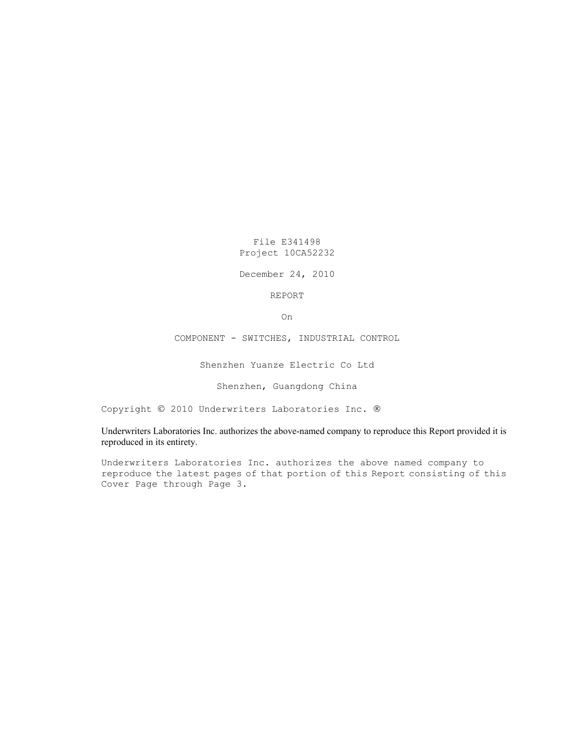File E341498
Project 10CA52232

December 24, 2010

REPORT

On

COMPONENT - SWITCHES, INDUSTRIAL CONTROL

Shenzhen Yuanze Electric Co Ltd

Shenzhen, Guangdong China

Copyright © 2010 Underwriters Laboratories Inc. ®

Underwriters Laboratories Inc. authorizes the above-named company to reproduce this Report provided it is reproduced in its entirety.

Underwriters Laboratories Inc. authorizes the above named company to reproduce the latest pages of that portion of this Report consisting of this Cover Page through Page 3.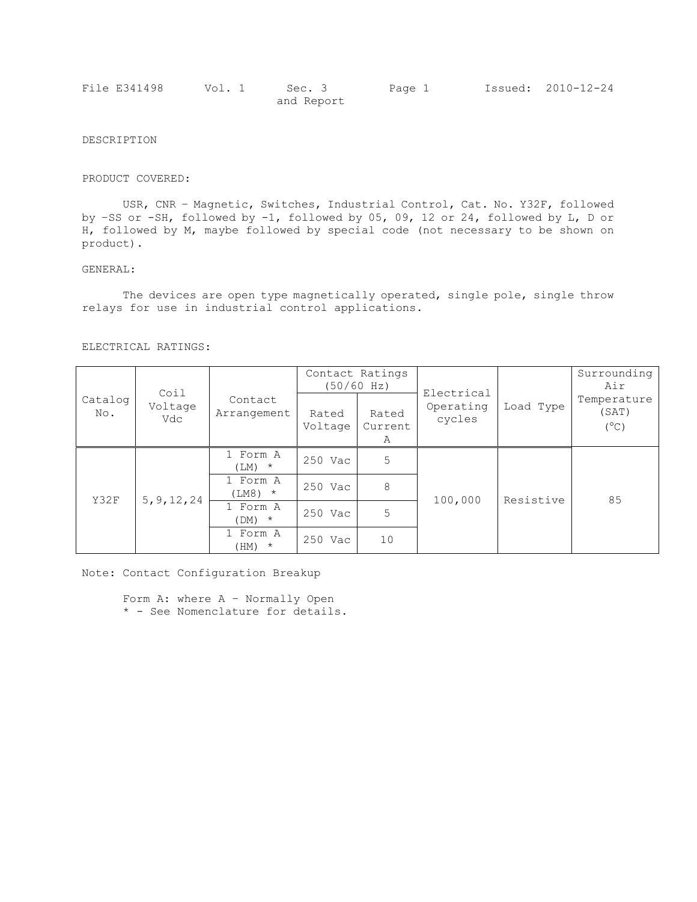DESCRIPTION

PRODUCT COVERED:

USR, CNR – Magnetic, Switches, Industrial Control, Cat. No. Y32F, followed by –SS or -SH, followed by -1, followed by 05, 09, 12 or 24, followed by L, D or H, followed by M, maybe followed by special code (not necessary to be shown on product).

GENERAL:

The devices are open type magnetically operated, single pole, single throw relays for use in industrial control applications.

ELECTRICAL RATINGS:

| Catalog No. | Coil Voltage Vdc | Contact Arrangement | Contact Ratings (50/60 Hz) | | Electrical Operating cycles | Load Type | Surrounding Air Temperature (SAT) (°C) |
|---|---|---|---|---|---|---|---|
| | | | Rated Voltage | Rated Current A | | | |
| Y32F | 5,9,12,24 | 1 Form A (LM) * | 250 Vac | 5 | 100,000 | Resistive | 85 |
| | | 1 Form A (LM8) * | 250 Vac | 8 | | | |
| | | 1 Form A (DM) * | 250 Vac | 5 | | | |
| | | 1 Form A (HM) * | 250 Vac | 10 | | | |

Note: Contact Configuration Breakup

Form A: where A – Normally Open
* - See Nomenclature for details.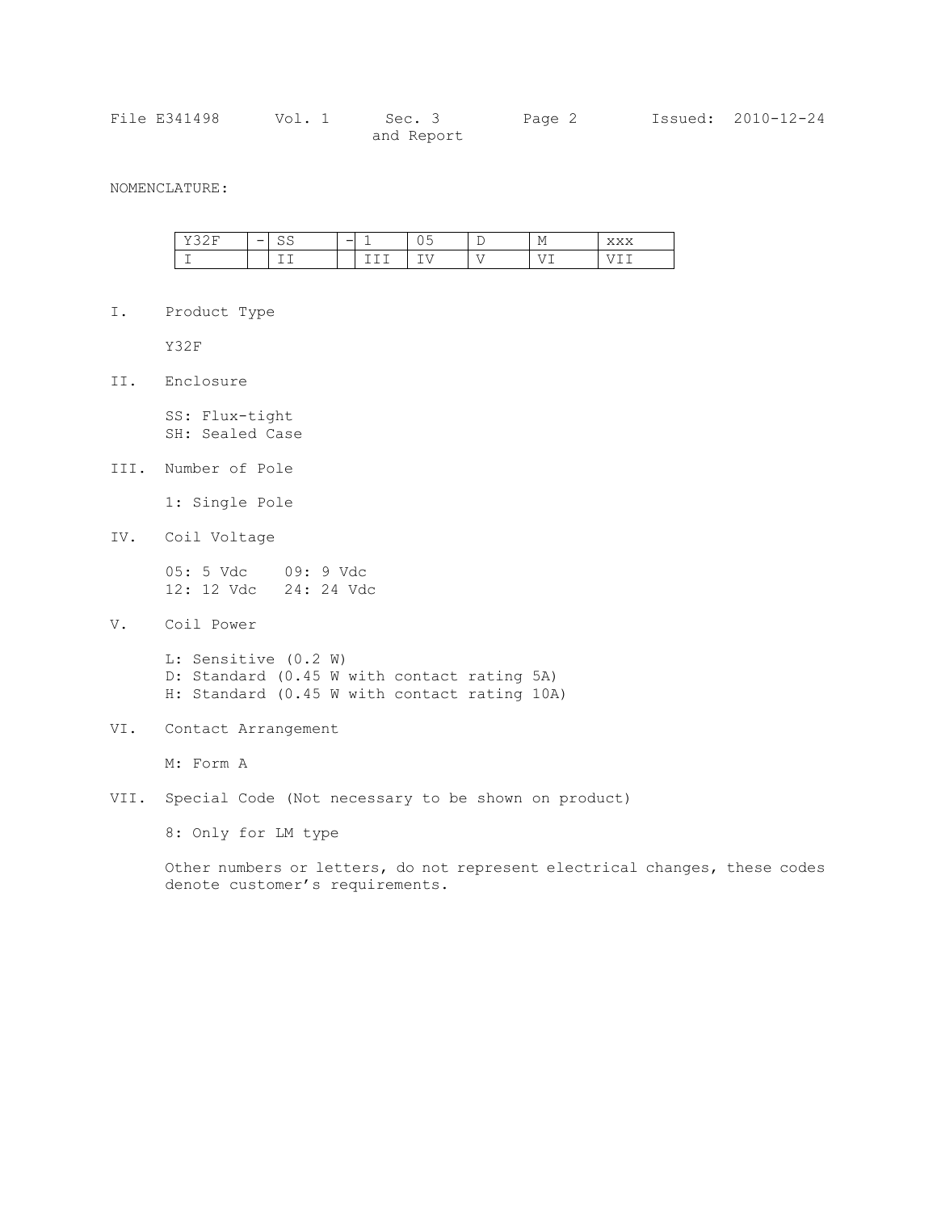NOMENCLATURE:

| | | | | | | | | |
|---|---|---|---|---|---|---|---|---|
| Y32F | - | SS | - | 1 | 05 | D | M | xxx |
| I | | II | | III | IV | V | VI | VII |

I. Product Type

Y32F

II. Enclosure

SS: Flux-tight
SH: Sealed Case

III. Number of Pole

1: Single Pole

IV. Coil Voltage

05: 5 Vdc 09: 9 Vdc
12: 12 Vdc 24: 24 Vdc

V. Coil Power

L: Sensitive (0.2 W)
D: Standard (0.45 W with contact rating 5A)
H: Standard (0.45 W with contact rating 10A)

VI. Contact Arrangement

M: Form A

VII. Special Code (Not necessary to be shown on product)

8: Only for LM type

Other numbers or letters, do not represent electrical changes, these codes denote customer's requirements.